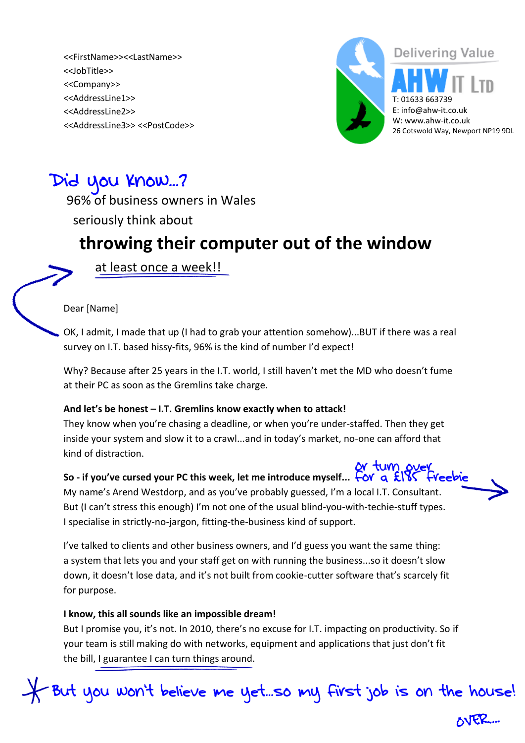<<FirstName>><<LastName>>
<<JobTitle>>
<<Company>>
<<AddressLine1>>
<<AddressLine2>>
<<AddressLine3>> <<PostCode>>

Delivering Value

**AHW IT LTD**

T: 01633 663739
E: info@ahw-it.co.uk
W: www.ahw-it.co.uk
26 Cotswold Way, Newport NP19 9DL

*Did you know...?*

96% of business owners in Wales
seriously think about

## throwing their computer out of the window

at least once a week!!

Dear [Name]

OK, I admit, I made that up (I had to grab your attention somehow)...BUT if there was a real survey on I.T. based hissy-fits, 96% is the kind of number I'd expect!

Why? Because after 25 years in the I.T. world, I still haven't met the MD who doesn't fume at their PC as soon as the Gremlins take charge.

**And let's be honest – I.T. Gremlins know exactly when to attack!**
They know when you're chasing a deadline, or when you're under-staffed. Then they get inside your system and slow it to a crawl...and in today's market, no-one can afford that kind of distraction.

**So - if you've cursed your PC this week, let me introduce myself...** *or turn over for a £185 freebie* →
My name's Arend Westdorp, and as you've probably guessed, I'm a local I.T. Consultant. But (I can't stress this enough) I'm not one of the usual blind-you-with-techie-stuff types. I specialise in strictly-no-jargon, fitting-the-business kind of support.

I've talked to clients and other business owners, and I'd guess you want the same thing: a system that lets you and your staff get on with running the business...so it doesn't slow down, it doesn't lose data, and it's not built from cookie-cutter software that's scarcely fit for purpose.

**I know, this all sounds like an impossible dream!**
But I promise you, it's not. In 2010, there's no excuse for I.T. impacting on productivity. So if your team is still making do with networks, equipment and applications that just don't fit the bill, I guarantee I can turn things around.

*\* But you won't believe me yet...so my first job is on the house!*

*OVER...*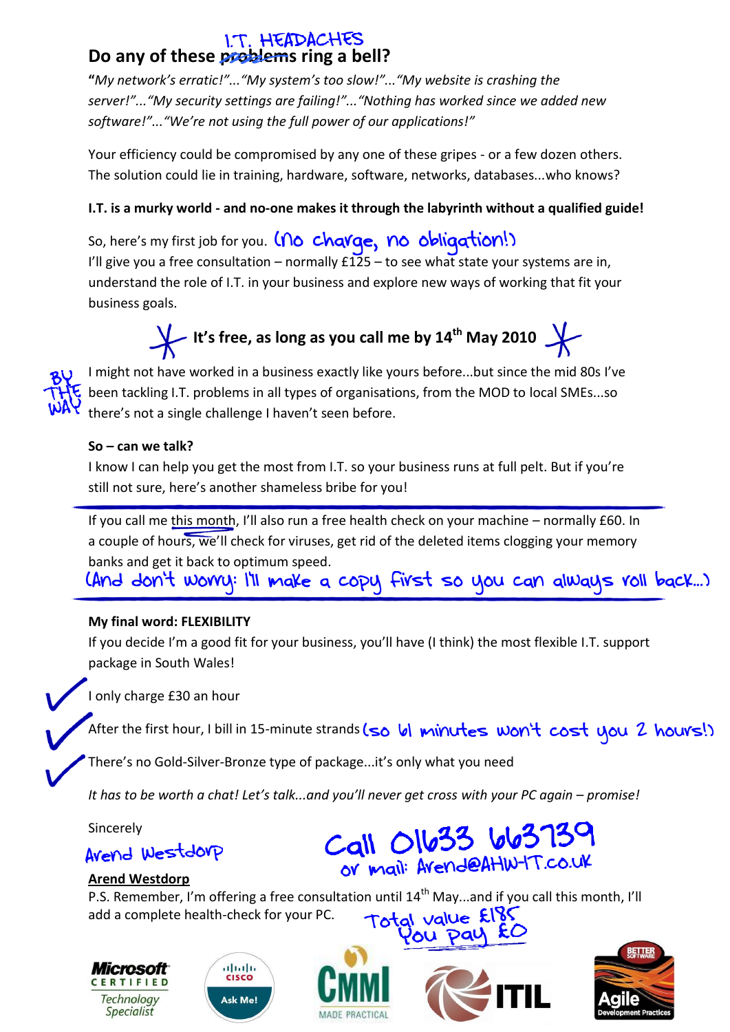## Do any of these ~~problems~~ I.T. HEADACHES ring a bell?

**"***My network's erratic!"..."My system's too slow!"..."My website is crashing the server!"..."My security settings are failing!"..."Nothing has worked since we added new software!"..."We're not using the full power of our applications!"*

Your efficiency could be compromised by any one of these gripes - or a few dozen others. The solution could lie in training, hardware, software, networks, databases...who knows?

**I.T. is a murky world - and no-one makes it through the labyrinth without a qualified guide!**

So, here's my first job for you. (No charge, no obligation!)
I'll give you a free consultation – normally £125 – to see what state your systems are in, understand the role of I.T. in your business and explore new ways of working that fit your business goals.

**It's free, as long as you call me by 14th May 2010**

BY THE WAY I might not have worked in a business exactly like yours before...but since the mid 80s I've been tackling I.T. problems in all types of organisations, from the MOD to local SMEs...so there's not a single challenge I haven't seen before.

**So – can we talk?**
I know I can help you get the most from I.T. so your business runs at full pelt. But if you're still not sure, here's another shameless bribe for you!

If you call me this month, I'll also run a free health check on your machine – normally £60. In a couple of hours, we'll check for viruses, get rid of the deleted items clogging your memory banks and get it back to optimum speed.
(And don't worry: I'll make a copy first so you can always roll back...)

**My final word: FLEXIBILITY**
If you decide I'm a good fit for your business, you'll have (I think) the most flexible I.T. support package in South Wales!

- ✓ I only charge £30 an hour
- ✓ After the first hour, I bill in 15-minute strands (so 61 minutes won't cost you 2 hours!)
- ✓ There's no Gold-Silver-Bronze type of package...it's only what you need

*It has to be worth a chat! Let's talk...and you'll never get cross with your PC again – promise!*

Sincerely

Arend Westdorp

**Arend Westdorp**

Call 01633 663739
or mail: Arend@AHW-IT.co.uk

P.S. Remember, I'm offering a free consultation until 14th May...and if you call this month, I'll add a complete health-check for your PC.

Total value £185
You pay £0

Microsoft CERTIFIED Technology Specialist — Cisco Ask Me! — CMMI MADE PRACTICAL — ITIL — BETTER SOFTWARE Agile Development Practices